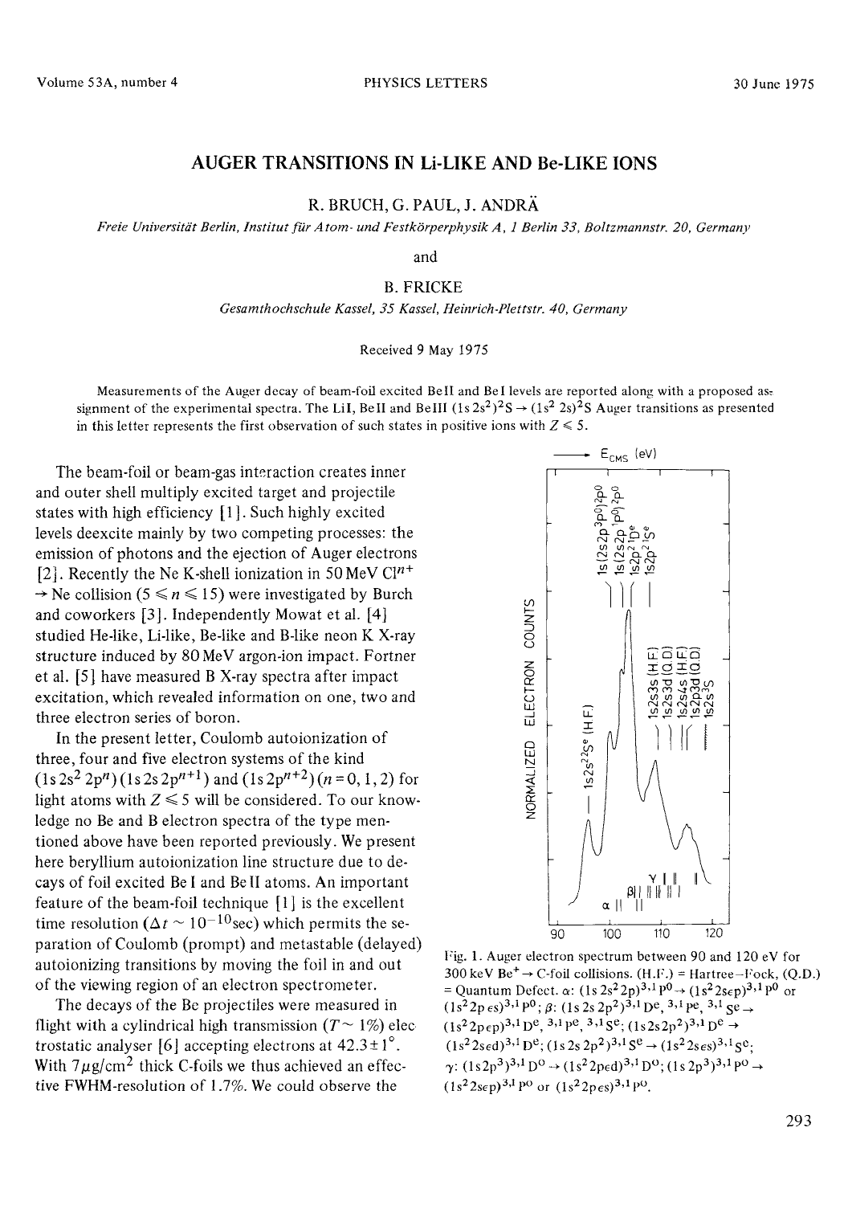# AUGER TRANSITIONS IN Li-LIKE AND Be-LIKE IONS

R. BRUCH, G. PAUL, J. ANDRÄ

*Freie Universität Berlin, Institut für Atom- und Festkörperphysik A, 1 Berlin 33, Boltzmannstr. 20, Germany*

and

B. FRICKE

*Gesamthochschule Kassel, 35 Kassel, Heinrich-Plettstr. 40, Germany*

Received 9 May 1975

Measurements of the Auger decay of beam-foil excited BeII and BeI levels are reported along with a proposed assignment of the experimental spectra. The LiI, BeII and BeIII $(1s\,2s^2)^2S \rightarrow (1s^2\,2s)^2S$ Auger transitions as presented in this letter represents the first observation of such states in positive ions with $Z \leqslant 5$.

The beam-foil or beam-gas interaction creates inner and outer shell multiply excited target and projectile states with high efficiency [1]. Such highly excited levels deexcite mainly by two competing processes: the emission of photons and the ejection of Auger electrons [2]. Recently the Ne K-shell ionization in 50 MeV $Cl^{n+} \rightarrow$ Ne collision $(5 \leqslant n \leqslant 15)$ were investigated by Burch and coworkers [3]. Independently Mowat et al. [4] studied He-like, Li-like, Be-like and B-like neon K X-ray structure induced by 80 MeV argon-ion impact. Fortner et al. [5] have measured B X-ray spectra after impact excitation, which revealed information on one, two and three electron series of boron.

In the present letter, Coulomb autoionization of three, four and five electron systems of the kind $(1s\,2s^2\,2p^n)(1s\,2s\,2p^{n+1})$ and $(1s\,2p^{n+2})$ $(n = 0, 1, 2)$ for light atoms with $Z \leqslant 5$ will be considered. To our knowledge no Be and B electron spectra of the type mentioned above have been reported previously. We present here beryllium autoionization line structure due to decays of foil excited Be I and Be II atoms. An important feature of the beam-foil technique [1] is the excellent time resolution $(\Delta t \sim 10^{-10}\,\text{sec})$ which permits the separation of Coulomb (prompt) and metastable (delayed) autoionizing transitions by moving the foil in and out of the viewing region of an electron spectrometer.

The decays of the Be projectiles were measured in flight with a cylindrical high transmission $(T \sim 1\%)$ electrostatic analyser [6] accepting electrons at $42.3 \pm 1°$. With $7\,\mu g/cm^2$ thick C-foils we thus achieved an effective FWHM-resolution of 1.7%. We could observe the

Fig. 1. Auger electron spectrum between 90 and 120 eV for 300 keV $Be^+ \rightarrow$ C-foil collisions. (H.F.) = Hartree–Fock, (Q.D.) = Quantum Defect. α: $(1s\,2s^2\,2p)^{3,1}P^o \rightarrow (1s^2\,2s\epsilon p)^{3,1}P^o$ or $(1s^2\,2p\,\epsilon s)^{3,1}P^o$; β: $(1s\,2s\,2p^2)^{3,1}D^e,\ ^{3,1}P^e,\ ^{3,1}S^e \rightarrow (1s^2\,2p\epsilon p)^{3,1}D^e,\ ^{3,1}P^e,\ ^{3,1}S^e$; $(1s2s2p^2)^{3,1}D^e \rightarrow (1s^2\,2s\epsilon d)^{3,1}D^e$; $(1s\,2s\,2p^2)^{3,1}S^e \rightarrow (1s^2\,2s\,\epsilon s)^{3,1}S^e$; γ: $(1s\,2p^3)^{3,1}D^o \rightarrow (1s^2\,2p\epsilon d)^{3,1}D^o$; $(1s\,2p^3)^{3,1}P^o \rightarrow (1s^2\,2s\epsilon p)^{3,1}P^o$ or $(1s^2\,2p\epsilon s)^{3,1}P^o$.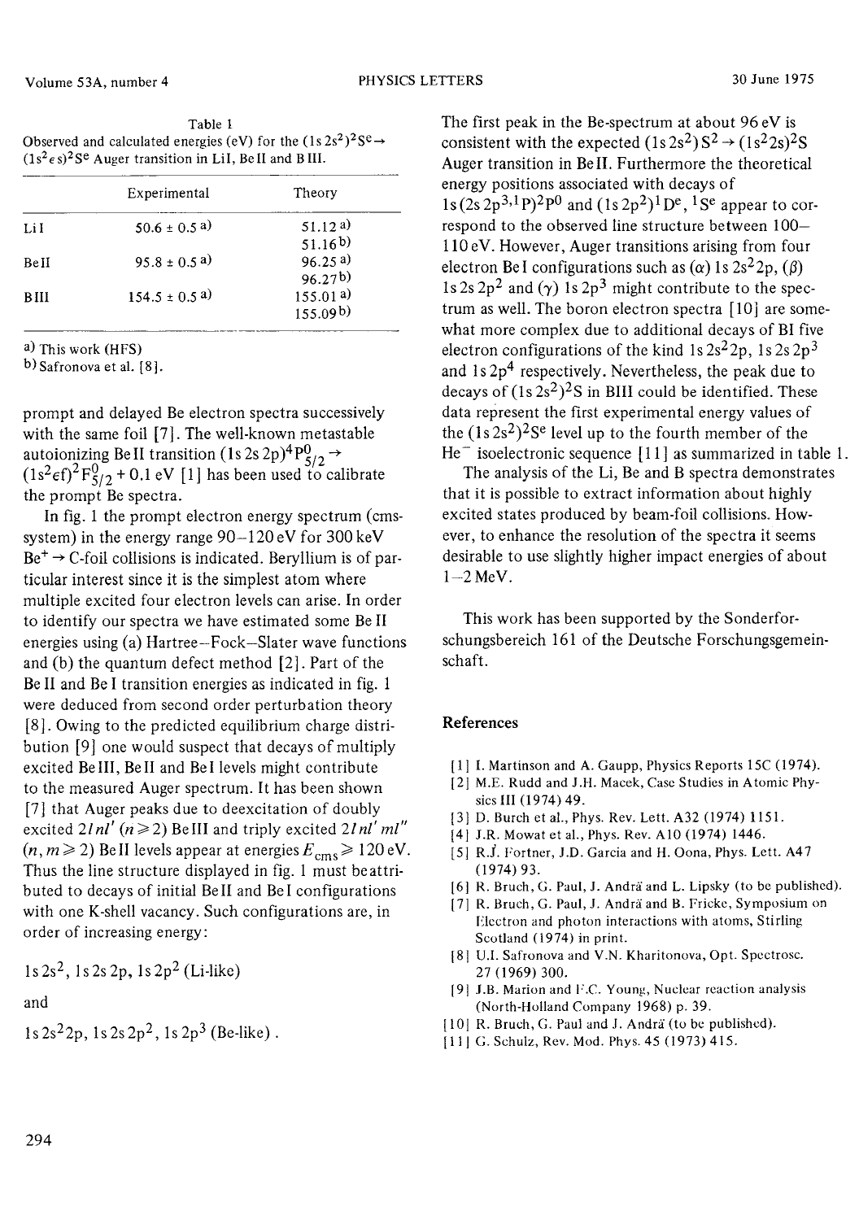Table 1
Observed and calculated energies (eV) for the $(1s\,2s^2)^2S^e \rightarrow (1s^2 \epsilon s)^2S^e$ Auger transition in Li I, Be II and B III.

| | Experimental | Theory |
|---|---|---|
| Li I | 50.6 ± 0.5 [a)] | 51.12 [a)] |
| | | 51.16 [b)] |
| Be II | 95.8 ± 0.5 [a)] | 96.25 [a)] |
| | | 96.27 [b)] |
| B III | 154.5 ± 0.5 [a)] | 155.01 [a)] |
| | | 155.09 [b)] |

a) This work (HFS)
b) Safronova et al. [8].

prompt and delayed Be electron spectra successively with the same foil [7]. The well-known metastable autoionizing Be II transition $(1s\,2s\,2p)^4P^0_{5/2} \rightarrow (1s^2 \epsilon f)^2F^0_{5/2}$ + 0.1 eV [1] has been used to calibrate the prompt Be spectra.

In fig. 1 the prompt electron energy spectrum (cms-system) in the energy range 90–120 eV for 300 keV $Be^+ \rightarrow$ C-foil collisions is indicated. Beryllium is of particular interest since it is the simplest atom where multiple excited four electron levels can arise. In order to identify our spectra we have estimated some Be II energies using (a) Hartree–Fock–Slater wave functions and (b) the quantum defect method [2]. Part of the Be II and Be I transition energies as indicated in fig. 1 were deduced from second order perturbation theory [8]. Owing to the predicted equilibrium charge distribution [9] one would suspect that decays of multiply excited Be III, Be II and Be I levels might contribute to the measured Auger spectrum. It has been shown [7] that Auger peaks due to deexcitation of doubly excited $2l\,nl'$ $(n \geqslant 2)$ Be III and triply excited $2l\,nl'\,ml''$ $(n, m \geqslant 2)$ Be II levels appear at energies $E_{cms} \geqslant 120$ eV. Thus the line structure displayed in fig. 1 must be attributed to decays of initial Be II and Be I configurations with one K-shell vacancy. Such configurations are, in order of increasing energy:

$1s\,2s^2$, $1s\,2s\,2p$, $1s\,2p^2$ (Li-like)

and

$1s\,2s^2 2p$, $1s\,2s\,2p^2$, $1s\,2p^3$ (Be-like) .

The first peak in the Be-spectrum at about 96 eV is consistent with the expected $(1s\,2s^2)\,S^2 \rightarrow (1s^2 2s)^2S$ Auger transition in Be II. Furthermore the theoretical energy positions associated with decays of $1s(2s\,2p^{3,1}P)^2P^0$ and $(1s\,2p^2)^1D^e$, $^1S^e$ appear to correspond to the observed line structure between 100–110 eV. However, Auger transitions arising from four electron Be I configurations such as ($\alpha$) $1s\,2s^2 2p$, ($\beta$) $1s\,2s\,2p^2$ and ($\gamma$) $1s\,2p^3$ might contribute to the spectrum as well. The boron electron spectra [10] are somewhat more complex due to additional decays of B I five electron configurations of the kind $1s\,2s^2 2p$, $1s\,2s\,2p^3$ and $1s\,2p^4$ respectively. Nevertheless, the peak due to decays of $(1s\,2s^2)^2S$ in B III could be identified. These data represent the first experimental energy values of the $(1s\,2s^2)^2S^e$ level up to the fourth member of the $He^-$ isoelectronic sequence [11] as summarized in table 1.

The analysis of the Li, Be and B spectra demonstrates that it is possible to extract information about highly excited states produced by beam-foil collisions. However, to enhance the resolution of the spectra it seems desirable to use slightly higher impact energies of about 1–2 MeV.

This work has been supported by the Sonderforschungsbereich 161 of the Deutsche Forschungsgemeinschaft.

## References

[1] I. Martinson and A. Gaupp, Physics Reports 15C (1974).
[2] M.E. Rudd and J.H. Macek, Case Studies in Atomic Physics III (1974) 49.
[3] D. Burch et al., Phys. Rev. Lett. A32 (1974) 1151.
[4] J.R. Mowat et al., Phys. Rev. A10 (1974) 1446.
[5] R.J. Fortner, J.D. Garcia and H. Oona, Phys. Lett. A47 (1974) 93.
[6] R. Bruch, G. Paul, J. Andrä and L. Lipsky (to be published).
[7] R. Bruch, G. Paul, J. Andrä and B. Fricke, Symposium on Electron and photon interactions with atoms, Stirling Scotland (1974) in print.
[8] U.I. Safronova and V.N. Kharitonova, Opt. Spectrosc. 27 (1969) 300.
[9] J.B. Marion and F.C. Young, Nuclear reaction analysis (North-Holland Company 1968) p. 39.
[10] R. Bruch, G. Paul and J. Andrä (to be published).
[11] G. Schulz, Rev. Mod. Phys. 45 (1973) 415.